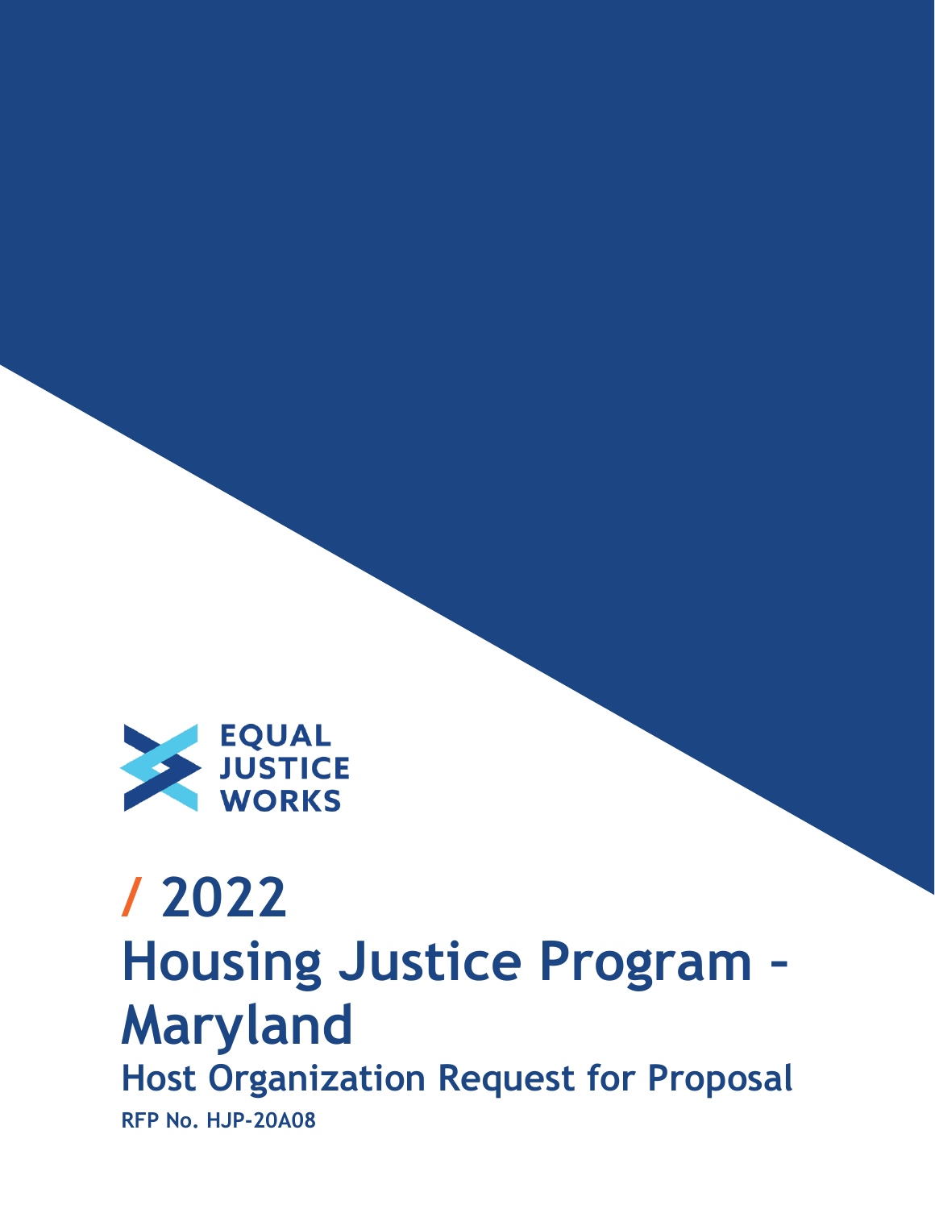EQUAL JUSTICE WORKS

# / 2022 Housing Justice Program – Maryland

## Host Organization Request for Proposal

**RFP No. HJP-20A08**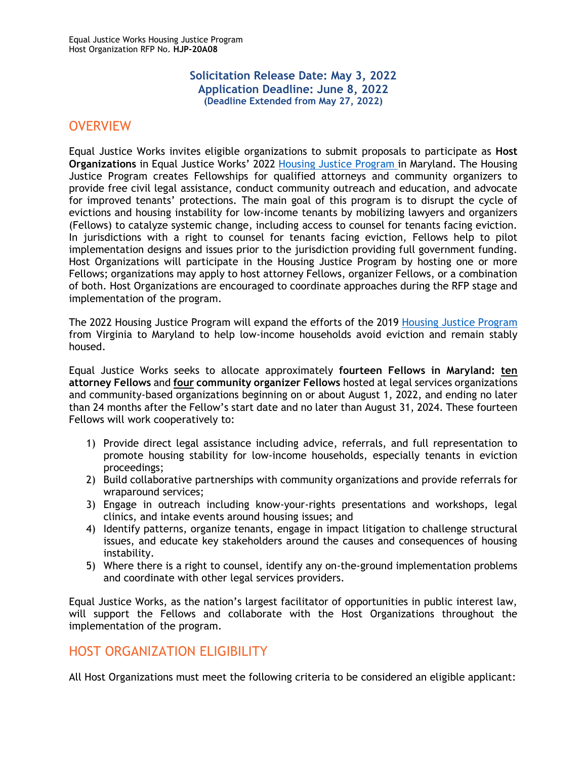Equal Justice Works Housing Justice Program
Host Organization RFP No. **HJP-20A08**

**Solicitation Release Date: May 3, 2022**
**Application Deadline: June 8, 2022**
**(Deadline Extended from May 27, 2022)**

## OVERVIEW

Equal Justice Works invites eligible organizations to submit proposals to participate as **Host Organizations** in Equal Justice Works' 2022 Housing Justice Program in Maryland. The Housing Justice Program creates Fellowships for qualified attorneys and community organizers to provide free civil legal assistance, conduct community outreach and education, and advocate for improved tenants' protections. The main goal of this program is to disrupt the cycle of evictions and housing instability for low-income tenants by mobilizing lawyers and organizers (Fellows) to catalyze systemic change, including access to counsel for tenants facing eviction. In jurisdictions with a right to counsel for tenants facing eviction, Fellows help to pilot implementation designs and issues prior to the jurisdiction providing full government funding. Host Organizations will participate in the Housing Justice Program by hosting one or more Fellows; organizations may apply to host attorney Fellows, organizer Fellows, or a combination of both. Host Organizations are encouraged to coordinate approaches during the RFP stage and implementation of the program.

The 2022 Housing Justice Program will expand the efforts of the 2019 Housing Justice Program from Virginia to Maryland to help low-income households avoid eviction and remain stably housed.

Equal Justice Works seeks to allocate approximately **fourteen Fellows in Maryland: ten attorney Fellows** and **four community organizer Fellows** hosted at legal services organizations and community-based organizations beginning on or about August 1, 2022, and ending no later than 24 months after the Fellow's start date and no later than August 31, 2024. These fourteen Fellows will work cooperatively to:

1) Provide direct legal assistance including advice, referrals, and full representation to promote housing stability for low-income households, especially tenants in eviction proceedings;
2) Build collaborative partnerships with community organizations and provide referrals for wraparound services;
3) Engage in outreach including know-your-rights presentations and workshops, legal clinics, and intake events around housing issues; and
4) Identify patterns, organize tenants, engage in impact litigation to challenge structural issues, and educate key stakeholders around the causes and consequences of housing instability.
5) Where there is a right to counsel, identify any on-the-ground implementation problems and coordinate with other legal services providers.

Equal Justice Works, as the nation's largest facilitator of opportunities in public interest law, will support the Fellows and collaborate with the Host Organizations throughout the implementation of the program.

## HOST ORGANIZATION ELIGIBILITY

All Host Organizations must meet the following criteria to be considered an eligible applicant: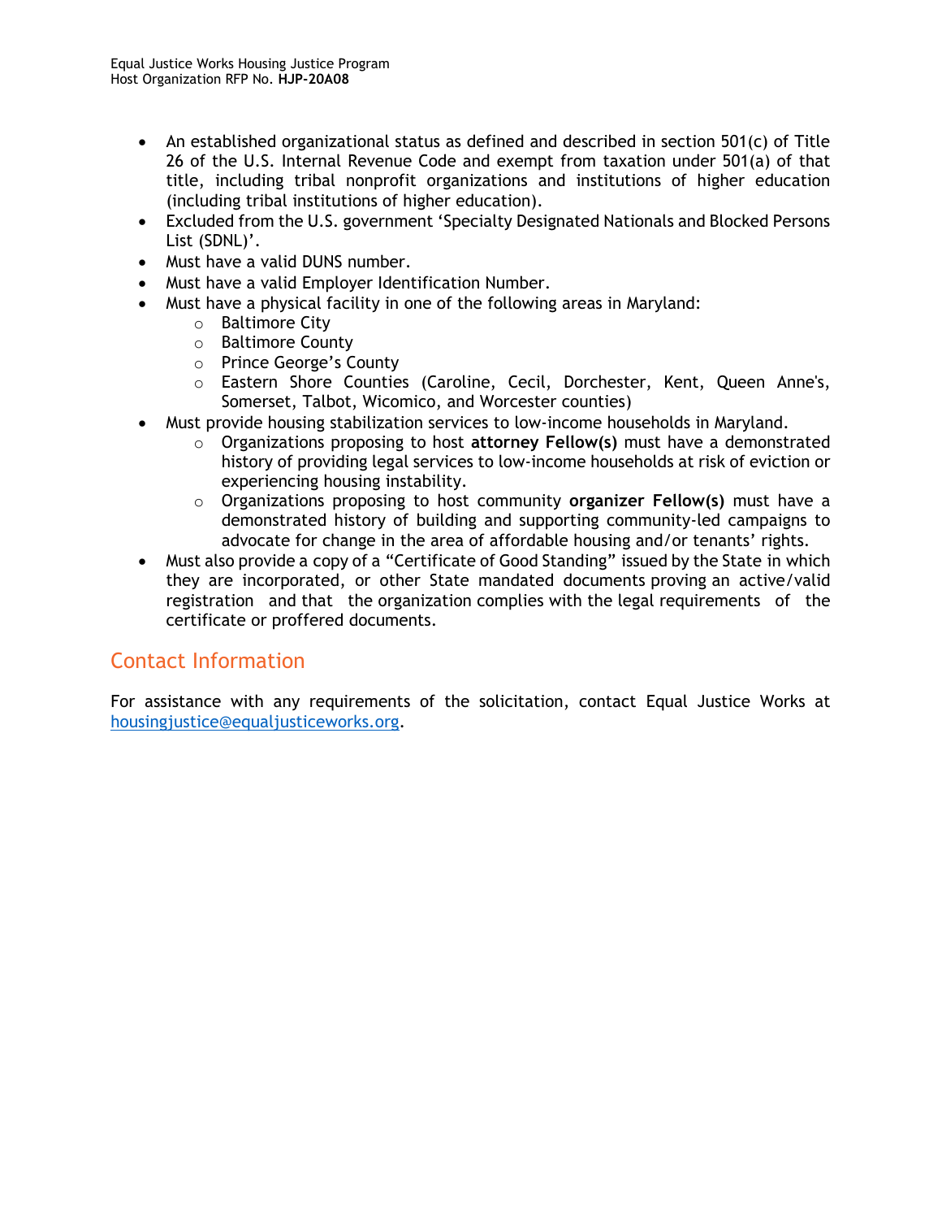- An established organizational status as defined and described in section 501(c) of Title 26 of the U.S. Internal Revenue Code and exempt from taxation under 501(a) of that title, including tribal nonprofit organizations and institutions of higher education (including tribal institutions of higher education).
- Excluded from the U.S. government 'Specialty Designated Nationals and Blocked Persons List (SDNL)'.
- Must have a valid DUNS number.
- Must have a valid Employer Identification Number.
- Must have a physical facility in one of the following areas in Maryland:
  - Baltimore City
  - Baltimore County
  - Prince George's County
  - Eastern Shore Counties (Caroline, Cecil, Dorchester, Kent, Queen Anne's, Somerset, Talbot, Wicomico, and Worcester counties)
- Must provide housing stabilization services to low-income households in Maryland.
  - Organizations proposing to host **attorney Fellow(s)** must have a demonstrated history of providing legal services to low-income households at risk of eviction or experiencing housing instability.
  - Organizations proposing to host community **organizer Fellow(s)** must have a demonstrated history of building and supporting community-led campaigns to advocate for change in the area of affordable housing and/or tenants' rights.
- Must also provide a copy of a "Certificate of Good Standing" issued by the State in which they are incorporated, or other State mandated documents proving an active/valid registration and that the organization complies with the legal requirements of the certificate or proffered documents.

## Contact Information

For assistance with any requirements of the solicitation, contact Equal Justice Works at [housingjustice@equaljusticeworks.org](mailto:housingjustice@equaljusticeworks.org).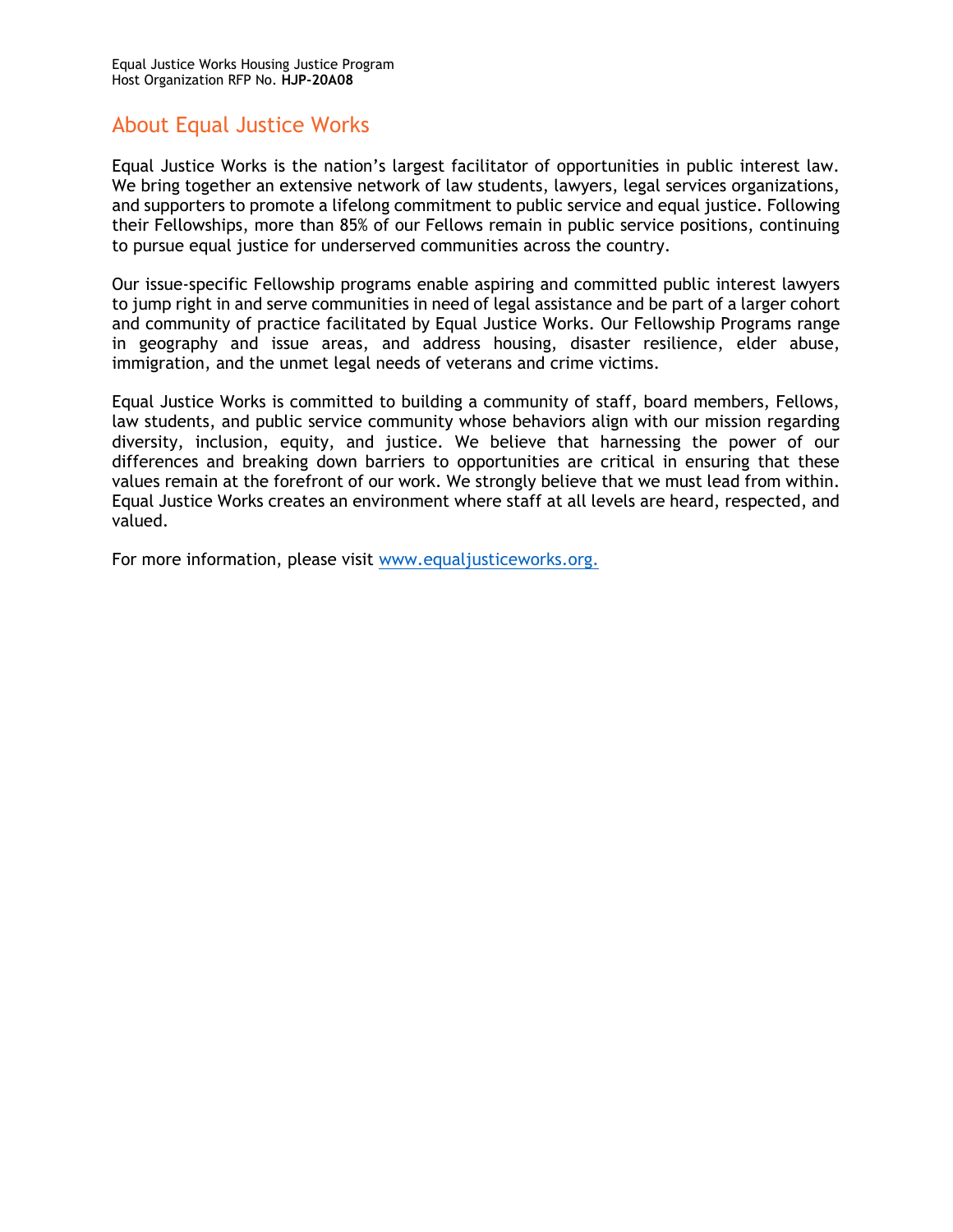## About Equal Justice Works

Equal Justice Works is the nation's largest facilitator of opportunities in public interest law. We bring together an extensive network of law students, lawyers, legal services organizations, and supporters to promote a lifelong commitment to public service and equal justice. Following their Fellowships, more than 85% of our Fellows remain in public service positions, continuing to pursue equal justice for underserved communities across the country.

Our issue-specific Fellowship programs enable aspiring and committed public interest lawyers to jump right in and serve communities in need of legal assistance and be part of a larger cohort and community of practice facilitated by Equal Justice Works. Our Fellowship Programs range in geography and issue areas, and address housing, disaster resilience, elder abuse, immigration, and the unmet legal needs of veterans and crime victims.

Equal Justice Works is committed to building a community of staff, board members, Fellows, law students, and public service community whose behaviors align with our mission regarding diversity, inclusion, equity, and justice. We believe that harnessing the power of our differences and breaking down barriers to opportunities are critical in ensuring that these values remain at the forefront of our work. We strongly believe that we must lead from within. Equal Justice Works creates an environment where staff at all levels are heard, respected, and valued.

For more information, please visit [www.equaljusticeworks.org.](http://www.equaljusticeworks.org)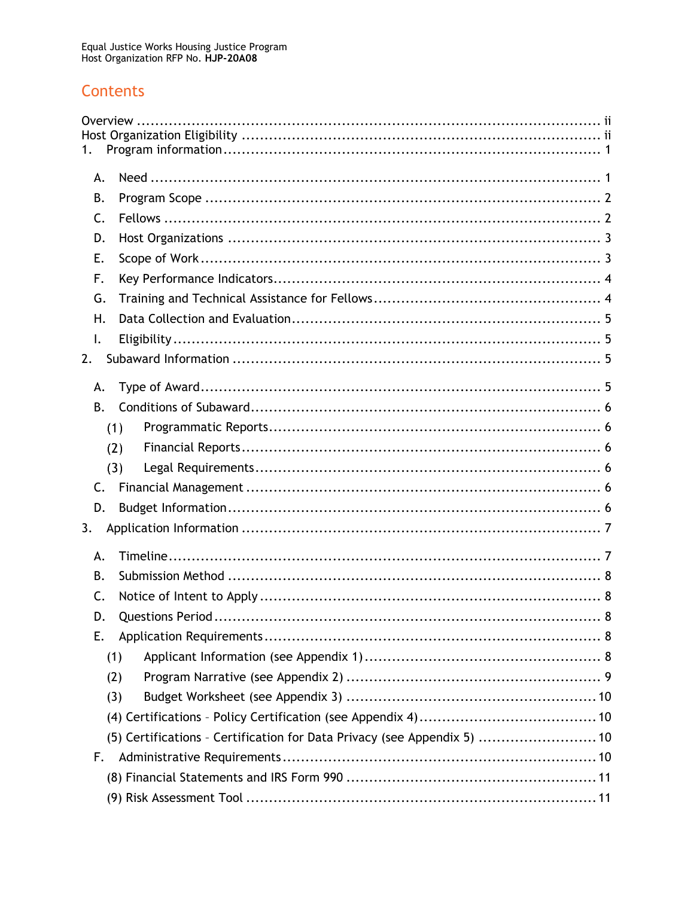## Contents

Overview ..................................................................................................... ii

Host Organization Eligibility ............................................................................. ii

1. Program information ..................................................................................... 1

   A. Need ........................................................................................................ 1

   B. Program Scope ........................................................................................ 2

   C. Fellows .................................................................................................... 2

   D. Host Organizations ................................................................................. 3

   E. Scope of Work .......................................................................................... 3

   F. Key Performance Indicators ..................................................................... 4

   G. Training and Technical Assistance for Fellows ........................................ 4

   H. Data Collection and Evaluation ................................................................ 5

   I. Eligibility .................................................................................................. 5

2. Subaward Information .................................................................................. 5

   A. Type of Award .......................................................................................... 5

   B. Conditions of Subaward ........................................................................... 6

      (1) Programmatic Reports ........................................................................ 6

      (2) Financial Reports ................................................................................ 6

      (3) Legal Requirements ............................................................................ 6

   C. Financial Management ............................................................................. 6

   D. Budget Information .................................................................................. 6

3. Application Information ................................................................................ 7

   A. Timeline ................................................................................................... 7

   B. Submission Method .................................................................................. 8

   C. Notice of Intent to Apply .......................................................................... 8

   D. Questions Period ...................................................................................... 8

   E. Application Requirements ........................................................................ 8

      (1) Applicant Information (see Appendix 1) .............................................. 8

      (2) Program Narrative (see Appendix 2) ................................................... 9

      (3) Budget Worksheet (see Appendix 3) .................................................. 10

      (4) Certifications – Policy Certification (see Appendix 4) ......................... 10

      (5) Certifications – Certification for Data Privacy (see Appendix 5) ........ 10

   F. Administrative Requirements ................................................................... 10

      (8) Financial Statements and IRS Form 990 ............................................ 11

      (9) Risk Assessment Tool ........................................................................ 11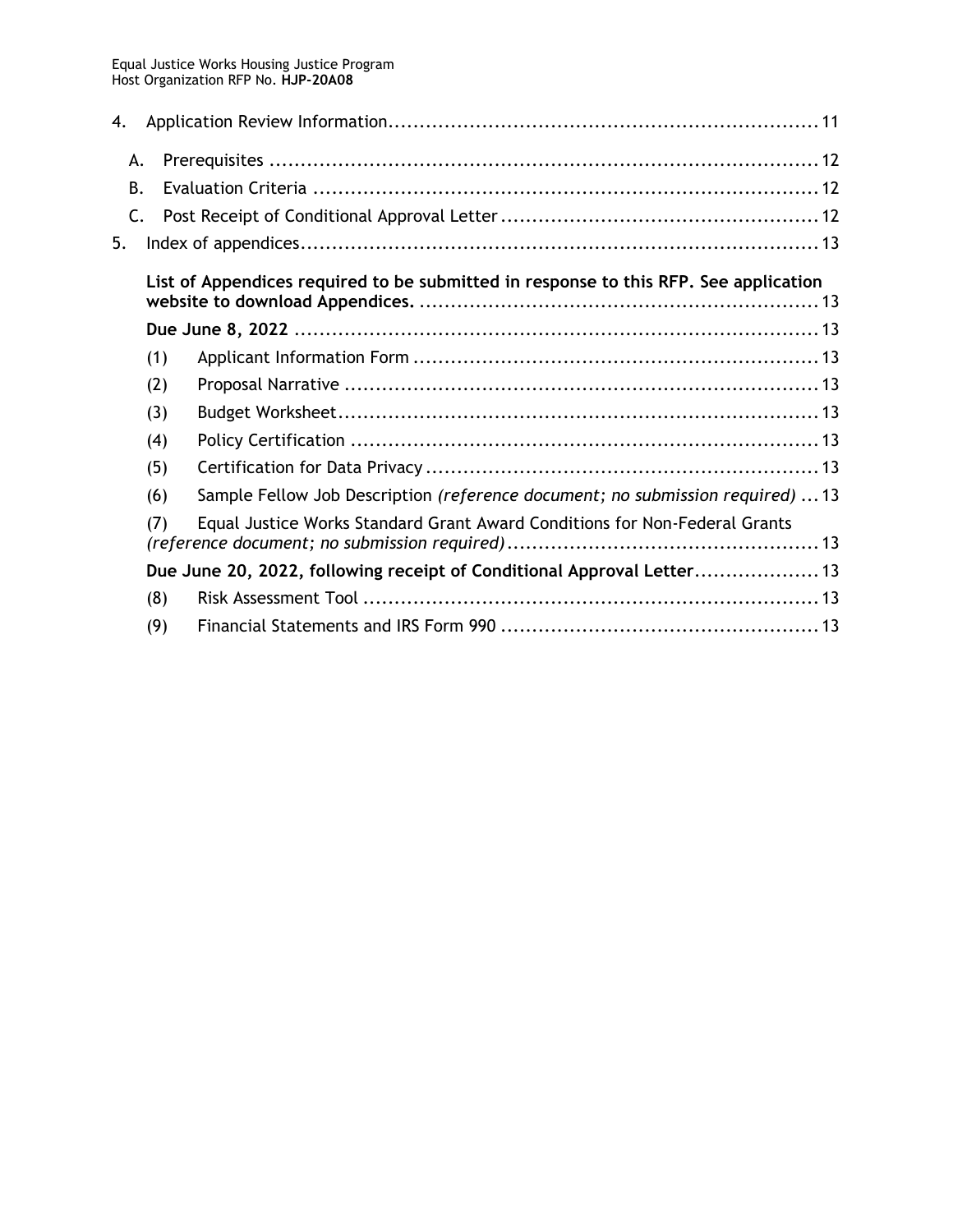4. Application Review Information.....................................................................11
   - A. Prerequisites .......................................................................................12
   - B. Evaluation Criteria ................................................................................12
   - C. Post Receipt of Conditional Approval Letter ..................................................12

5. Index of appendices..................................................................................13

   **List of Appendices required to be submitted in response to this RFP. See application website to download Appendices.** ...............................................................13

   **Due June 8, 2022** ...................................................................................13

   - (1) Applicant Information Form ...............................................................13
   - (2) Proposal Narrative ...........................................................................13
   - (3) Budget Worksheet.............................................................................13
   - (4) Policy Certification ...........................................................................13
   - (5) Certification for Data Privacy ..............................................................13
   - (6) Sample Fellow Job Description *(reference document; no submission required)* ...13
   - (7) Equal Justice Works Standard Grant Award Conditions for Non-Federal Grants *(reference document; no submission required)*..................................................13

   **Due June 20, 2022, following receipt of Conditional Approval Letter**....................13

   - (8) Risk Assessment Tool ........................................................................13
   - (9) Financial Statements and IRS Form 990 ..................................................13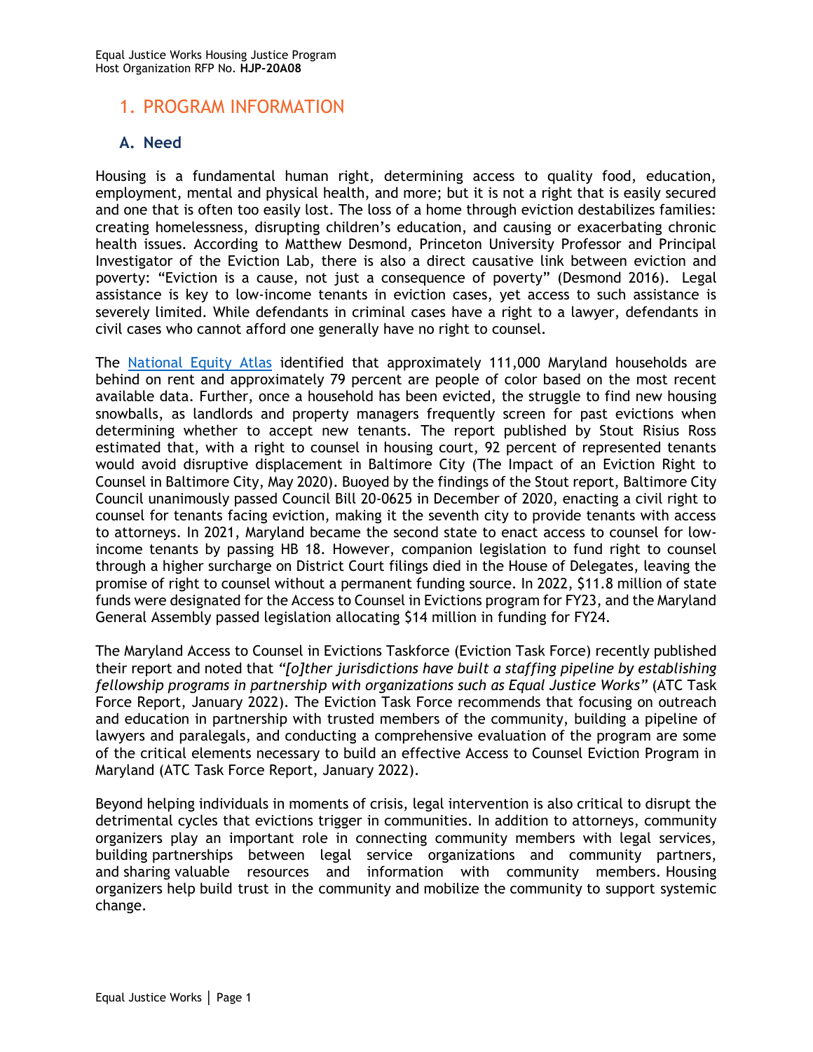## 1. PROGRAM INFORMATION

### A. Need

Housing is a fundamental human right, determining access to quality food, education, employment, mental and physical health, and more; but it is not a right that is easily secured and one that is often too easily lost. The loss of a home through eviction destabilizes families: creating homelessness, disrupting children's education, and causing or exacerbating chronic health issues. According to Matthew Desmond, Princeton University Professor and Principal Investigator of the Eviction Lab, there is also a direct causative link between eviction and poverty: "Eviction is a cause, not just a consequence of poverty" (Desmond 2016). Legal assistance is key to low-income tenants in eviction cases, yet access to such assistance is severely limited. While defendants in criminal cases have a right to a lawyer, defendants in civil cases who cannot afford one generally have no right to counsel.

The [National Equity Atlas] identified that approximately 111,000 Maryland households are behind on rent and approximately 79 percent are people of color based on the most recent available data. Further, once a household has been evicted, the struggle to find new housing snowballs, as landlords and property managers frequently screen for past evictions when determining whether to accept new tenants. The report published by Stout Risius Ross estimated that, with a right to counsel in housing court, 92 percent of represented tenants would avoid disruptive displacement in Baltimore City (The Impact of an Eviction Right to Counsel in Baltimore City, May 2020). Buoyed by the findings of the Stout report, Baltimore City Council unanimously passed Council Bill 20-0625 in December of 2020, enacting a civil right to counsel for tenants facing eviction, making it the seventh city to provide tenants with access to attorneys. In 2021, Maryland became the second state to enact access to counsel for low-income tenants by passing HB 18. However, companion legislation to fund right to counsel through a higher surcharge on District Court filings died in the House of Delegates, leaving the promise of right to counsel without a permanent funding source. In 2022, $11.8 million of state funds were designated for the Access to Counsel in Evictions program for FY23, and the Maryland General Assembly passed legislation allocating $14 million in funding for FY24.

The Maryland Access to Counsel in Evictions Taskforce (Eviction Task Force) recently published their report and noted that *"[o]ther jurisdictions have built a staffing pipeline by establishing fellowship programs in partnership with organizations such as Equal Justice Works"* (ATC Task Force Report, January 2022). The Eviction Task Force recommends that focusing on outreach and education in partnership with trusted members of the community, building a pipeline of lawyers and paralegals, and conducting a comprehensive evaluation of the program are some of the critical elements necessary to build an effective Access to Counsel Eviction Program in Maryland (ATC Task Force Report, January 2022).

Beyond helping individuals in moments of crisis, legal intervention is also critical to disrupt the detrimental cycles that evictions trigger in communities. In addition to attorneys, community organizers play an important role in connecting community members with legal services, building partnerships between legal service organizations and community partners, and sharing valuable resources and information with community members. Housing organizers help build trust in the community and mobilize the community to support systemic change.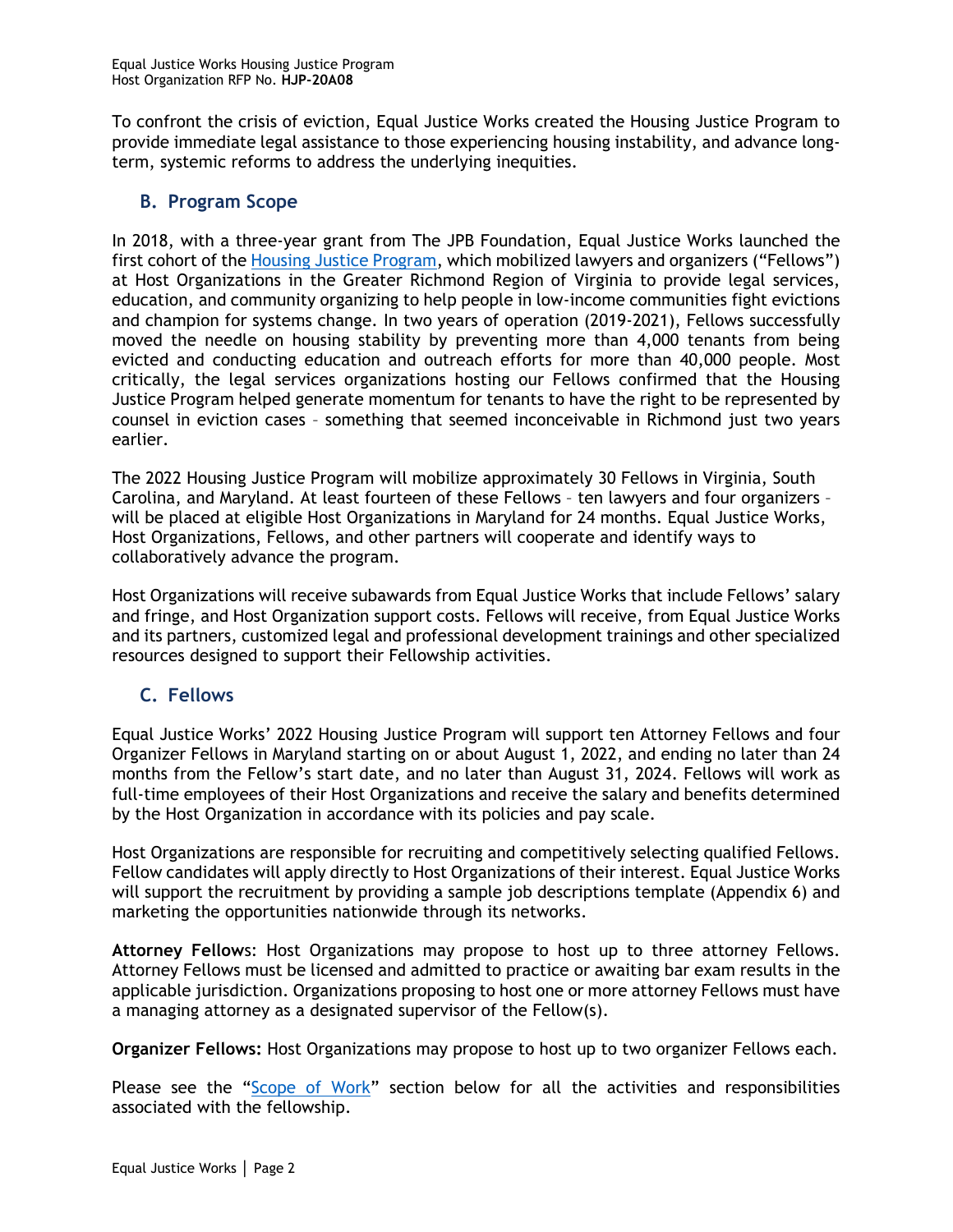To confront the crisis of eviction, Equal Justice Works created the Housing Justice Program to provide immediate legal assistance to those experiencing housing instability, and advance long-term, systemic reforms to address the underlying inequities.

## B. Program Scope

In 2018, with a three-year grant from The JPB Foundation, Equal Justice Works launched the first cohort of the Housing Justice Program, which mobilized lawyers and organizers ("Fellows") at Host Organizations in the Greater Richmond Region of Virginia to provide legal services, education, and community organizing to help people in low-income communities fight evictions and champion for systems change. In two years of operation (2019-2021), Fellows successfully moved the needle on housing stability by preventing more than 4,000 tenants from being evicted and conducting education and outreach efforts for more than 40,000 people. Most critically, the legal services organizations hosting our Fellows confirmed that the Housing Justice Program helped generate momentum for tenants to have the right to be represented by counsel in eviction cases – something that seemed inconceivable in Richmond just two years earlier.

The 2022 Housing Justice Program will mobilize approximately 30 Fellows in Virginia, South Carolina, and Maryland. At least fourteen of these Fellows – ten lawyers and four organizers – will be placed at eligible Host Organizations in Maryland for 24 months. Equal Justice Works, Host Organizations, Fellows, and other partners will cooperate and identify ways to collaboratively advance the program.

Host Organizations will receive subawards from Equal Justice Works that include Fellows' salary and fringe, and Host Organization support costs. Fellows will receive, from Equal Justice Works and its partners, customized legal and professional development trainings and other specialized resources designed to support their Fellowship activities.

## C. Fellows

Equal Justice Works' 2022 Housing Justice Program will support ten Attorney Fellows and four Organizer Fellows in Maryland starting on or about August 1, 2022, and ending no later than 24 months from the Fellow's start date, and no later than August 31, 2024. Fellows will work as full-time employees of their Host Organizations and receive the salary and benefits determined by the Host Organization in accordance with its policies and pay scale.

Host Organizations are responsible for recruiting and competitively selecting qualified Fellows. Fellow candidates will apply directly to Host Organizations of their interest. Equal Justice Works will support the recruitment by providing a sample job descriptions template (Appendix 6) and marketing the opportunities nationwide through its networks.

**Attorney Fellows**: Host Organizations may propose to host up to three attorney Fellows. Attorney Fellows must be licensed and admitted to practice or awaiting bar exam results in the applicable jurisdiction. Organizations proposing to host one or more attorney Fellows must have a managing attorney as a designated supervisor of the Fellow(s).

**Organizer Fellows:** Host Organizations may propose to host up to two organizer Fellows each.

Please see the "Scope of Work" section below for all the activities and responsibilities associated with the fellowship.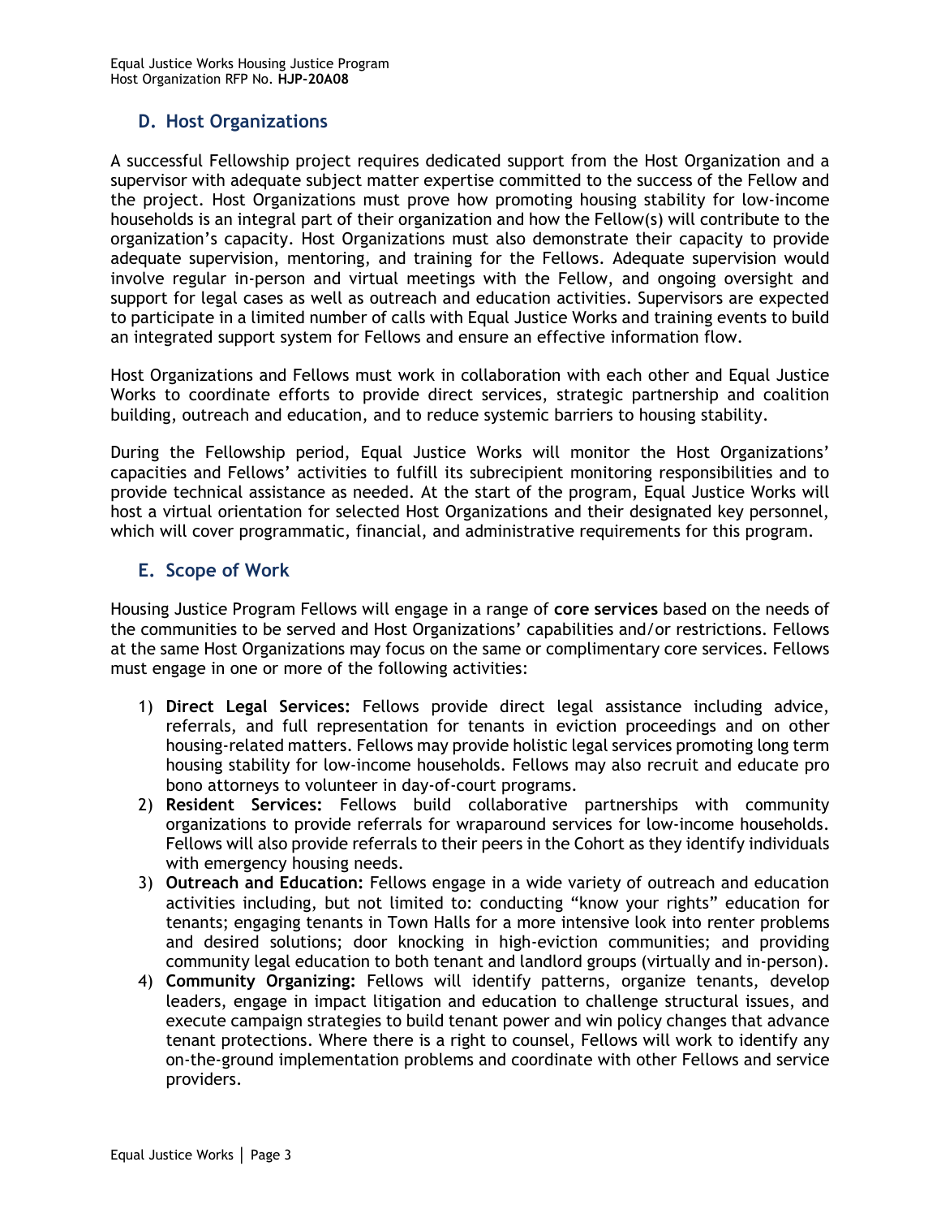## D. Host Organizations

A successful Fellowship project requires dedicated support from the Host Organization and a supervisor with adequate subject matter expertise committed to the success of the Fellow and the project. Host Organizations must prove how promoting housing stability for low-income households is an integral part of their organization and how the Fellow(s) will contribute to the organization's capacity. Host Organizations must also demonstrate their capacity to provide adequate supervision, mentoring, and training for the Fellows. Adequate supervision would involve regular in-person and virtual meetings with the Fellow, and ongoing oversight and support for legal cases as well as outreach and education activities. Supervisors are expected to participate in a limited number of calls with Equal Justice Works and training events to build an integrated support system for Fellows and ensure an effective information flow.

Host Organizations and Fellows must work in collaboration with each other and Equal Justice Works to coordinate efforts to provide direct services, strategic partnership and coalition building, outreach and education, and to reduce systemic barriers to housing stability.

During the Fellowship period, Equal Justice Works will monitor the Host Organizations' capacities and Fellows' activities to fulfill its subrecipient monitoring responsibilities and to provide technical assistance as needed. At the start of the program, Equal Justice Works will host a virtual orientation for selected Host Organizations and their designated key personnel, which will cover programmatic, financial, and administrative requirements for this program.

## E. Scope of Work

Housing Justice Program Fellows will engage in a range of **core services** based on the needs of the communities to be served and Host Organizations' capabilities and/or restrictions. Fellows at the same Host Organizations may focus on the same or complimentary core services. Fellows must engage in one or more of the following activities:

1) **Direct Legal Services:** Fellows provide direct legal assistance including advice, referrals, and full representation for tenants in eviction proceedings and on other housing-related matters. Fellows may provide holistic legal services promoting long term housing stability for low-income households. Fellows may also recruit and educate pro bono attorneys to volunteer in day-of-court programs.
2) **Resident Services:** Fellows build collaborative partnerships with community organizations to provide referrals for wraparound services for low-income households. Fellows will also provide referrals to their peers in the Cohort as they identify individuals with emergency housing needs.
3) **Outreach and Education:** Fellows engage in a wide variety of outreach and education activities including, but not limited to: conducting "know your rights" education for tenants; engaging tenants in Town Halls for a more intensive look into renter problems and desired solutions; door knocking in high-eviction communities; and providing community legal education to both tenant and landlord groups (virtually and in-person).
4) **Community Organizing:** Fellows will identify patterns, organize tenants, develop leaders, engage in impact litigation and education to challenge structural issues, and execute campaign strategies to build tenant power and win policy changes that advance tenant protections. Where there is a right to counsel, Fellows will work to identify any on-the-ground implementation problems and coordinate with other Fellows and service providers.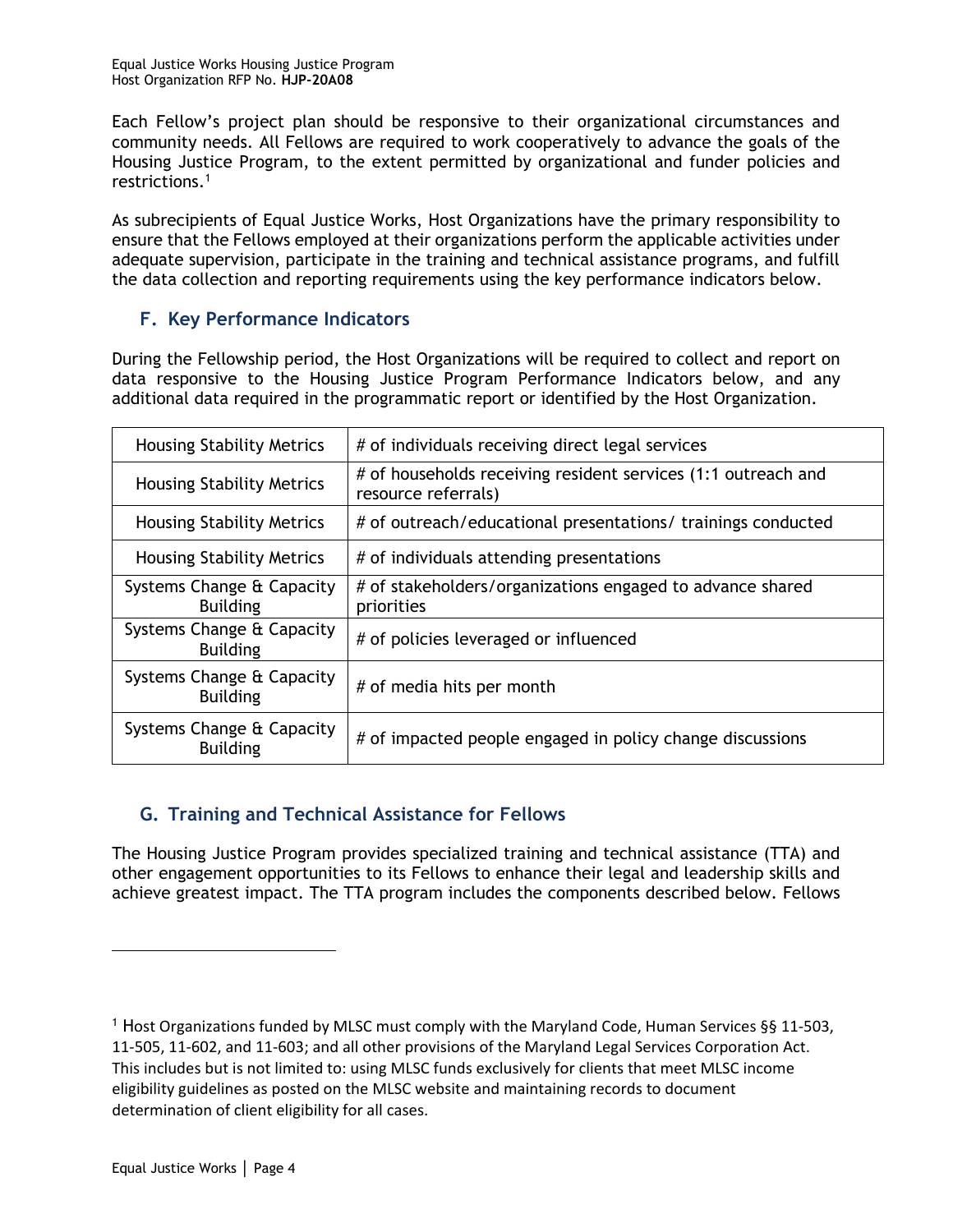Each Fellow's project plan should be responsive to their organizational circumstances and community needs. All Fellows are required to work cooperatively to advance the goals of the Housing Justice Program, to the extent permitted by organizational and funder policies and restrictions.[1]

As subrecipients of Equal Justice Works, Host Organizations have the primary responsibility to ensure that the Fellows employed at their organizations perform the applicable activities under adequate supervision, participate in the training and technical assistance programs, and fulfill the data collection and reporting requirements using the key performance indicators below.

## F. Key Performance Indicators

During the Fellowship period, the Host Organizations will be required to collect and report on data responsive to the Housing Justice Program Performance Indicators below, and any additional data required in the programmatic report or identified by the Host Organization.

| | |
|---|---|
| Housing Stability Metrics | # of individuals receiving direct legal services |
| Housing Stability Metrics | # of households receiving resident services (1:1 outreach and resource referrals) |
| Housing Stability Metrics | # of outreach/educational presentations/ trainings conducted |
| Housing Stability Metrics | # of individuals attending presentations |
| Systems Change & Capacity Building | # of stakeholders/organizations engaged to advance shared priorities |
| Systems Change & Capacity Building | # of policies leveraged or influenced |
| Systems Change & Capacity Building | # of media hits per month |
| Systems Change & Capacity Building | # of impacted people engaged in policy change discussions |

## G. Training and Technical Assistance for Fellows

The Housing Justice Program provides specialized training and technical assistance (TTA) and other engagement opportunities to its Fellows to enhance their legal and leadership skills and achieve greatest impact. The TTA program includes the components described below. Fellows

---

[1] Host Organizations funded by MLSC must comply with the Maryland Code, Human Services §§ 11-503, 11-505, 11-602, and 11-603; and all other provisions of the Maryland Legal Services Corporation Act. This includes but is not limited to: using MLSC funds exclusively for clients that meet MLSC income eligibility guidelines as posted on the MLSC website and maintaining records to document determination of client eligibility for all cases.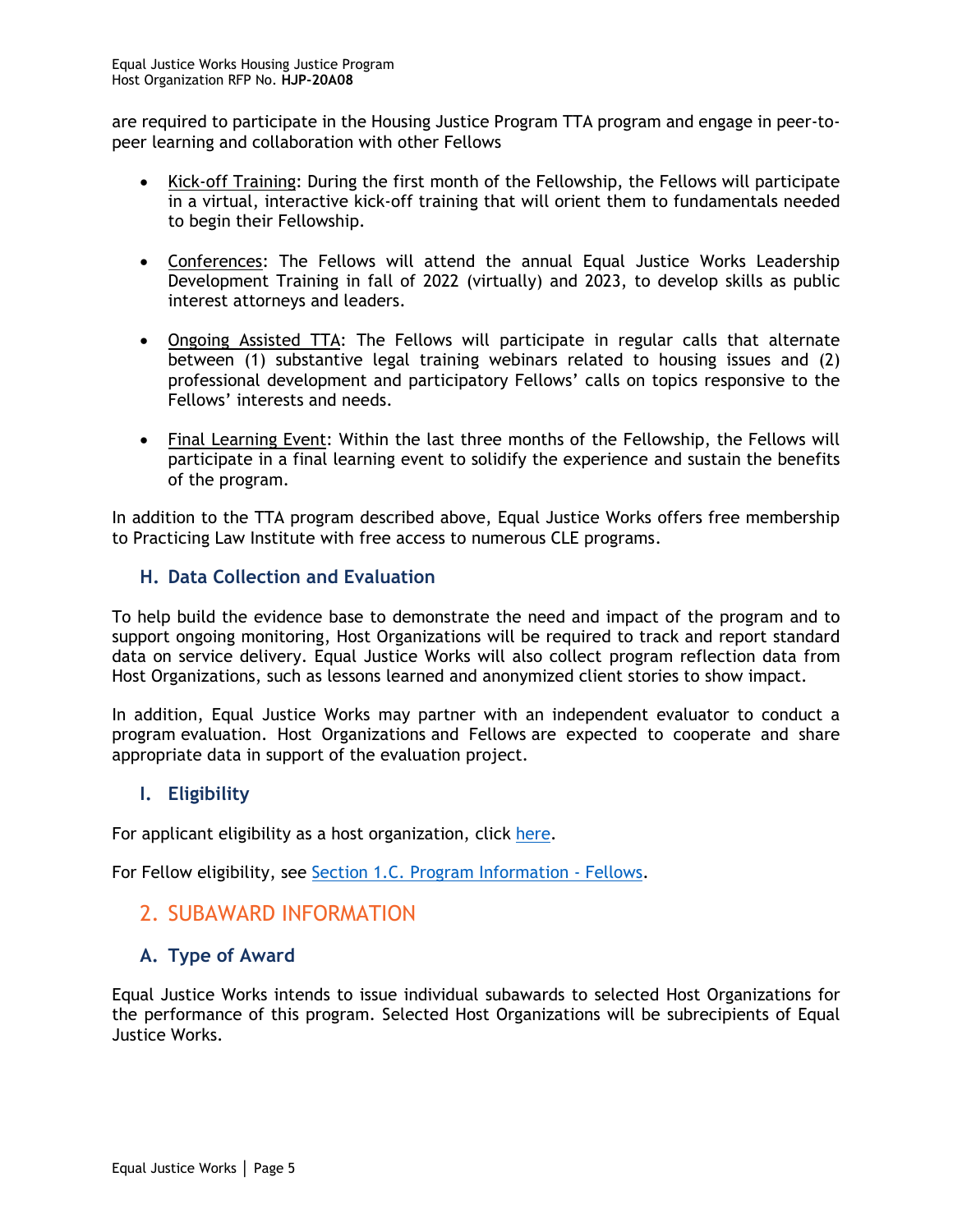are required to participate in the Housing Justice Program TTA program and engage in peer-to-peer learning and collaboration with other Fellows

- Kick-off Training: During the first month of the Fellowship, the Fellows will participate in a virtual, interactive kick-off training that will orient them to fundamentals needed to begin their Fellowship.
- Conferences: The Fellows will attend the annual Equal Justice Works Leadership Development Training in fall of 2022 (virtually) and 2023, to develop skills as public interest attorneys and leaders.
- Ongoing Assisted TTA: The Fellows will participate in regular calls that alternate between (1) substantive legal training webinars related to housing issues and (2) professional development and participatory Fellows' calls on topics responsive to the Fellows' interests and needs.
- Final Learning Event: Within the last three months of the Fellowship, the Fellows will participate in a final learning event to solidify the experience and sustain the benefits of the program.

In addition to the TTA program described above, Equal Justice Works offers free membership to Practicing Law Institute with free access to numerous CLE programs.

### H. Data Collection and Evaluation

To help build the evidence base to demonstrate the need and impact of the program and to support ongoing monitoring, Host Organizations will be required to track and report standard data on service delivery. Equal Justice Works will also collect program reflection data from Host Organizations, such as lessons learned and anonymized client stories to show impact.

In addition, Equal Justice Works may partner with an independent evaluator to conduct a program evaluation. Host Organizations and Fellows are expected to cooperate and share appropriate data in support of the evaluation project.

### I. Eligibility

For applicant eligibility as a host organization, click here.

For Fellow eligibility, see Section 1.C. Program Information - Fellows.

## 2. SUBAWARD INFORMATION

### A. Type of Award

Equal Justice Works intends to issue individual subawards to selected Host Organizations for the performance of this program. Selected Host Organizations will be subrecipients of Equal Justice Works.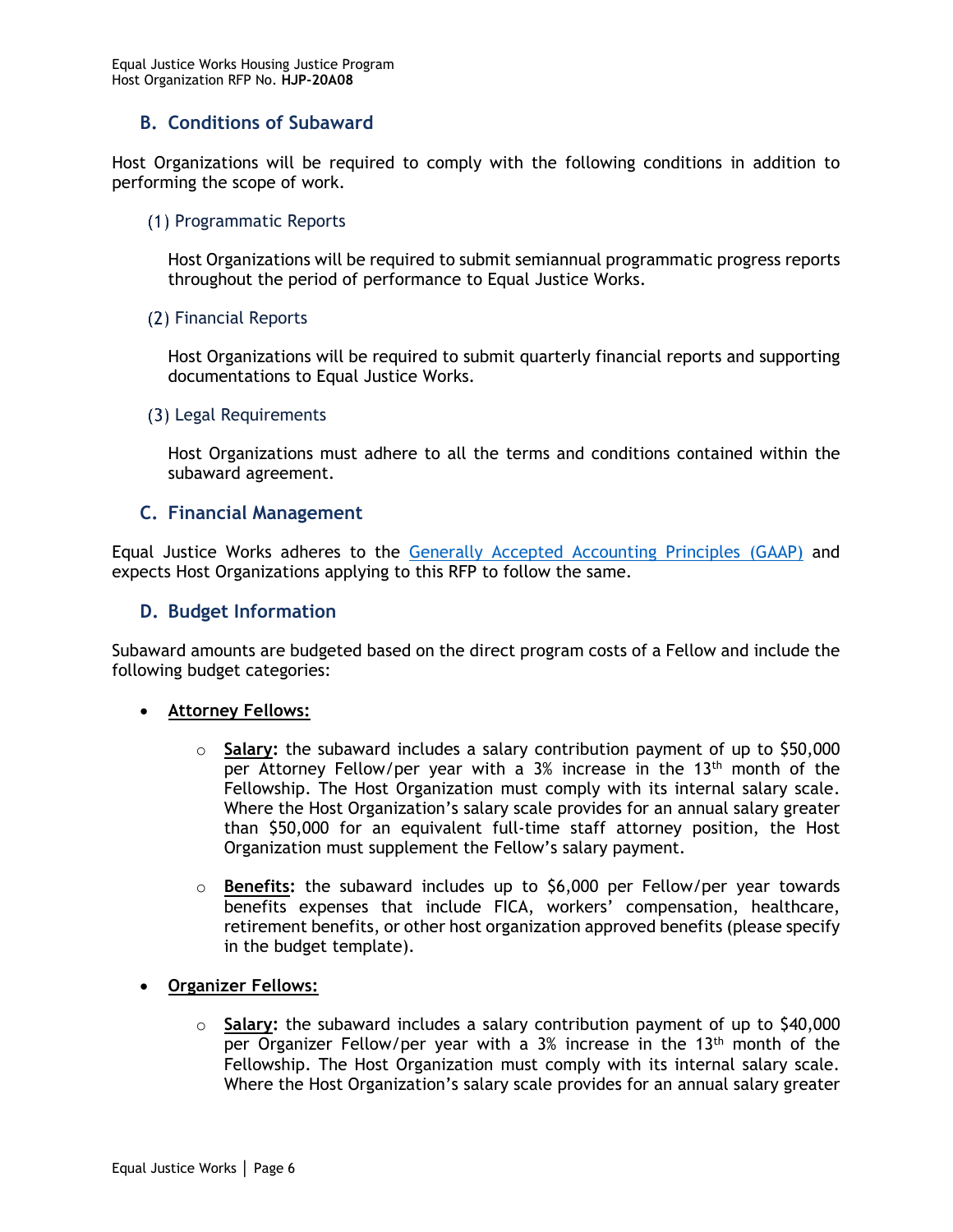## B. Conditions of Subaward

Host Organizations will be required to comply with the following conditions in addition to performing the scope of work.

### (1) Programmatic Reports

Host Organizations will be required to submit semiannual programmatic progress reports throughout the period of performance to Equal Justice Works.

### (2) Financial Reports

Host Organizations will be required to submit quarterly financial reports and supporting documentations to Equal Justice Works.

### (3) Legal Requirements

Host Organizations must adhere to all the terms and conditions contained within the subaward agreement.

## C. Financial Management

Equal Justice Works adheres to the Generally Accepted Accounting Principles (GAAP) and expects Host Organizations applying to this RFP to follow the same.

## D. Budget Information

Subaward amounts are budgeted based on the direct program costs of a Fellow and include the following budget categories:

- **Attorney Fellows:**
  - **Salary:** the subaward includes a salary contribution payment of up to $50,000 per Attorney Fellow/per year with a 3% increase in the 13th month of the Fellowship. The Host Organization must comply with its internal salary scale. Where the Host Organization's salary scale provides for an annual salary greater than $50,000 for an equivalent full-time staff attorney position, the Host Organization must supplement the Fellow's salary payment.
  - **Benefits:** the subaward includes up to $6,000 per Fellow/per year towards benefits expenses that include FICA, workers' compensation, healthcare, retirement benefits, or other host organization approved benefits (please specify in the budget template).
- **Organizer Fellows:**
  - **Salary:** the subaward includes a salary contribution payment of up to $40,000 per Organizer Fellow/per year with a 3% increase in the 13th month of the Fellowship. The Host Organization must comply with its internal salary scale. Where the Host Organization's salary scale provides for an annual salary greater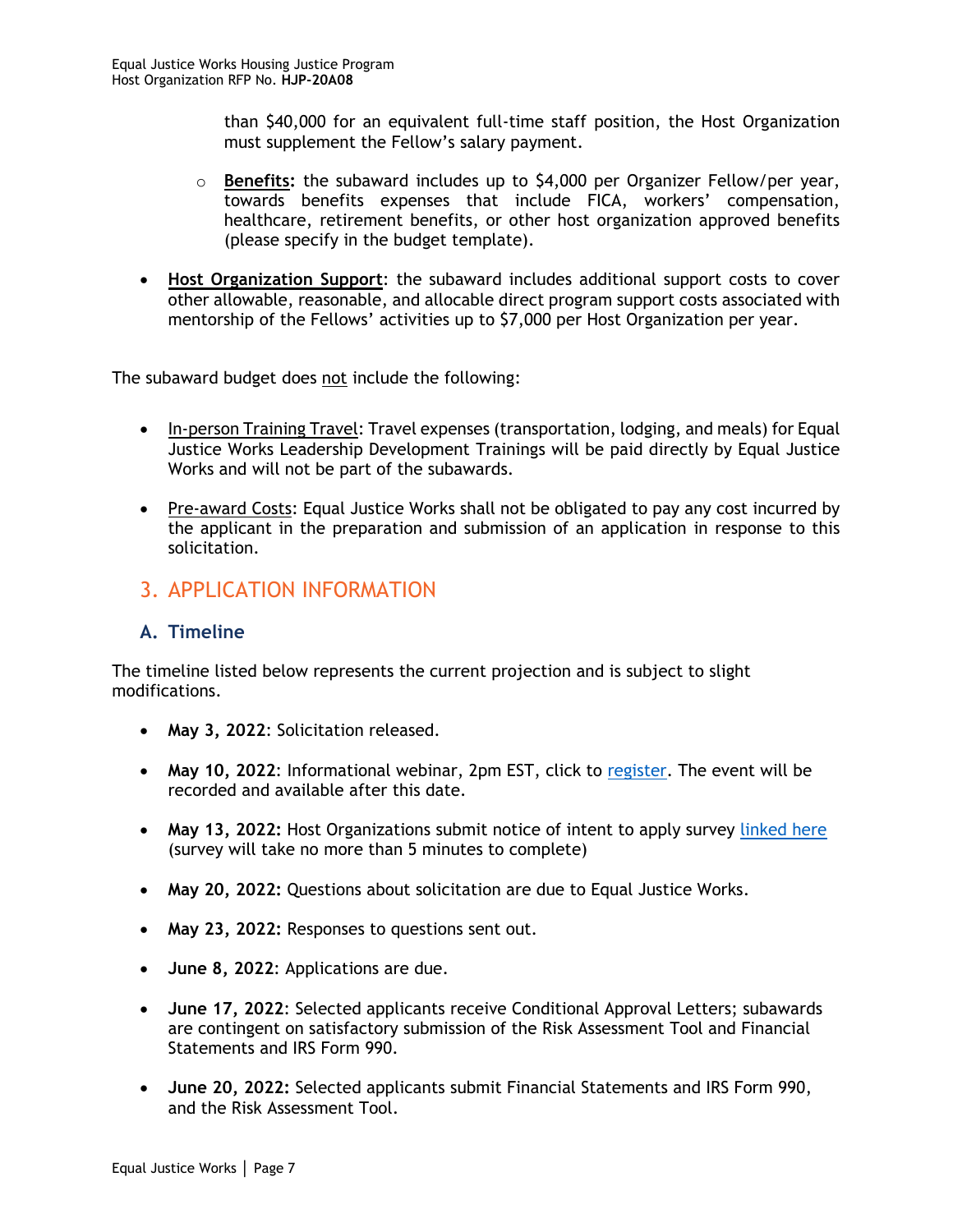than $40,000 for an equivalent full-time staff position, the Host Organization must supplement the Fellow's salary payment.

  - **Benefits:** the subaward includes up to $4,000 per Organizer Fellow/per year, towards benefits expenses that include FICA, workers' compensation, healthcare, retirement benefits, or other host organization approved benefits (please specify in the budget template).

- **Host Organization Support**: the subaward includes additional support costs to cover other allowable, reasonable, and allocable direct program support costs associated with mentorship of the Fellows' activities up to $7,000 per Host Organization per year.

The subaward budget does not include the following:

- In-person Training Travel: Travel expenses (transportation, lodging, and meals) for Equal Justice Works Leadership Development Trainings will be paid directly by Equal Justice Works and will not be part of the subawards.

- Pre-award Costs: Equal Justice Works shall not be obligated to pay any cost incurred by the applicant in the preparation and submission of an application in response to this solicitation.

## 3. APPLICATION INFORMATION

### A. Timeline

The timeline listed below represents the current projection and is subject to slight modifications.

- **May 3, 2022**: Solicitation released.

- **May 10, 2022**: Informational webinar, 2pm EST, click to register. The event will be recorded and available after this date.

- **May 13, 2022:** Host Organizations submit notice of intent to apply survey linked here (survey will take no more than 5 minutes to complete)

- **May 20, 2022:** Questions about solicitation are due to Equal Justice Works.

- **May 23, 2022:** Responses to questions sent out.

- **June 8, 2022**: Applications are due.

- **June 17, 2022**: Selected applicants receive Conditional Approval Letters; subawards are contingent on satisfactory submission of the Risk Assessment Tool and Financial Statements and IRS Form 990.

- **June 20, 2022:** Selected applicants submit Financial Statements and IRS Form 990, and the Risk Assessment Tool.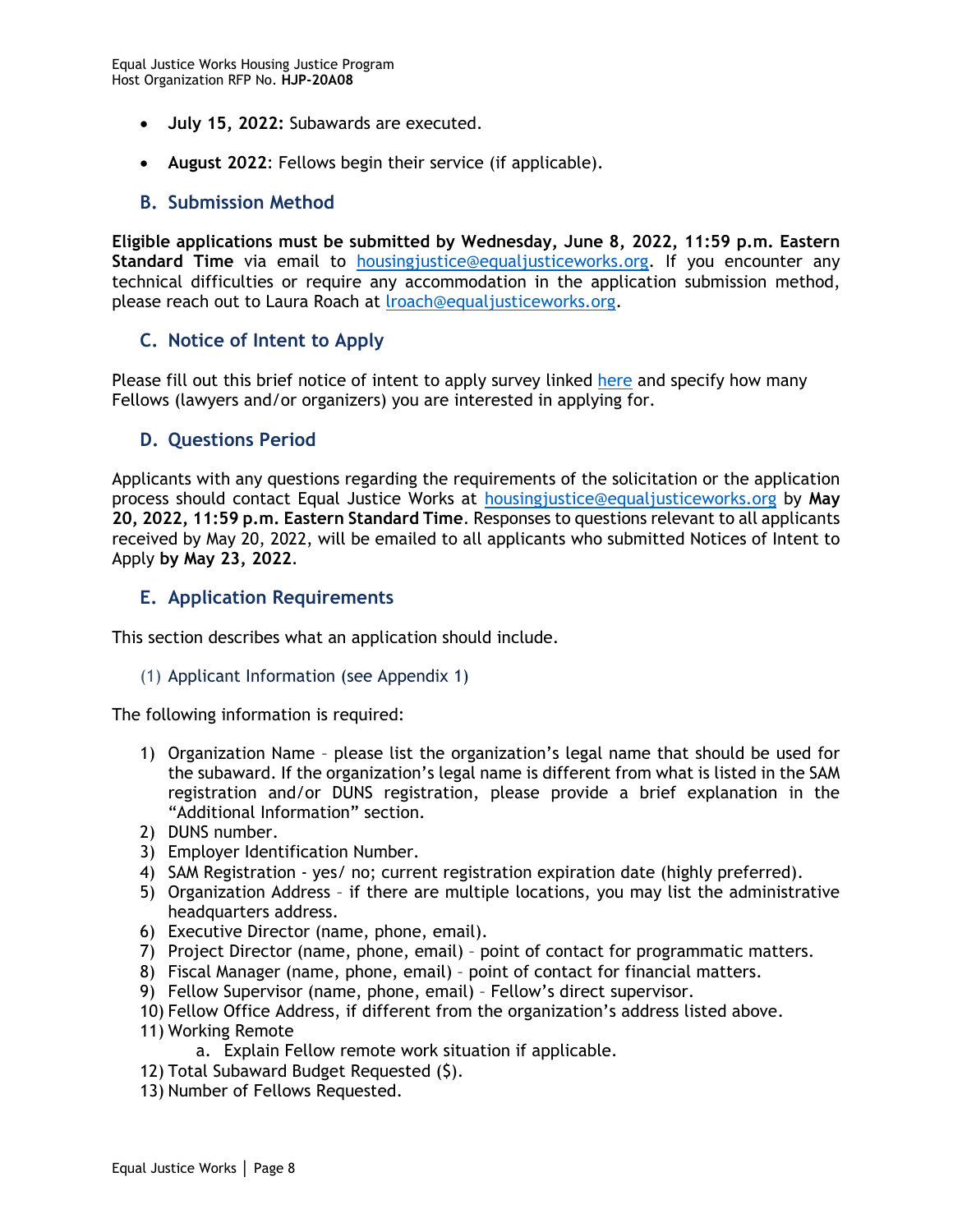- **July 15, 2022:** Subawards are executed.
- **August 2022**: Fellows begin their service (if applicable).

## B. Submission Method

**Eligible applications must be submitted by Wednesday, June 8, 2022, 11:59 p.m. Eastern Standard Time** via email to housingjustice@equaljusticeworks.org. If you encounter any technical difficulties or require any accommodation in the application submission method, please reach out to Laura Roach at lroach@equaljusticeworks.org.

## C. Notice of Intent to Apply

Please fill out this brief notice of intent to apply survey linked here and specify how many Fellows (lawyers and/or organizers) you are interested in applying for.

## D. Questions Period

Applicants with any questions regarding the requirements of the solicitation or the application process should contact Equal Justice Works at housingjustice@equaljusticeworks.org by **May 20, 2022, 11:59 p.m. Eastern Standard Time**. Responses to questions relevant to all applicants received by May 20, 2022, will be emailed to all applicants who submitted Notices of Intent to Apply **by May 23, 2022**.

## E. Application Requirements

This section describes what an application should include.

### (1) Applicant Information (see Appendix 1)

The following information is required:

1) Organization Name – please list the organization's legal name that should be used for the subaward. If the organization's legal name is different from what is listed in the SAM registration and/or DUNS registration, please provide a brief explanation in the "Additional Information" section.
2) DUNS number.
3) Employer Identification Number.
4) SAM Registration - yes/ no; current registration expiration date (highly preferred).
5) Organization Address – if there are multiple locations, you may list the administrative headquarters address.
6) Executive Director (name, phone, email).
7) Project Director (name, phone, email) – point of contact for programmatic matters.
8) Fiscal Manager (name, phone, email) – point of contact for financial matters.
9) Fellow Supervisor (name, phone, email) – Fellow's direct supervisor.
10) Fellow Office Address, if different from the organization's address listed above.
11) Working Remote
    a. Explain Fellow remote work situation if applicable.
12) Total Subaward Budget Requested ($).
13) Number of Fellows Requested.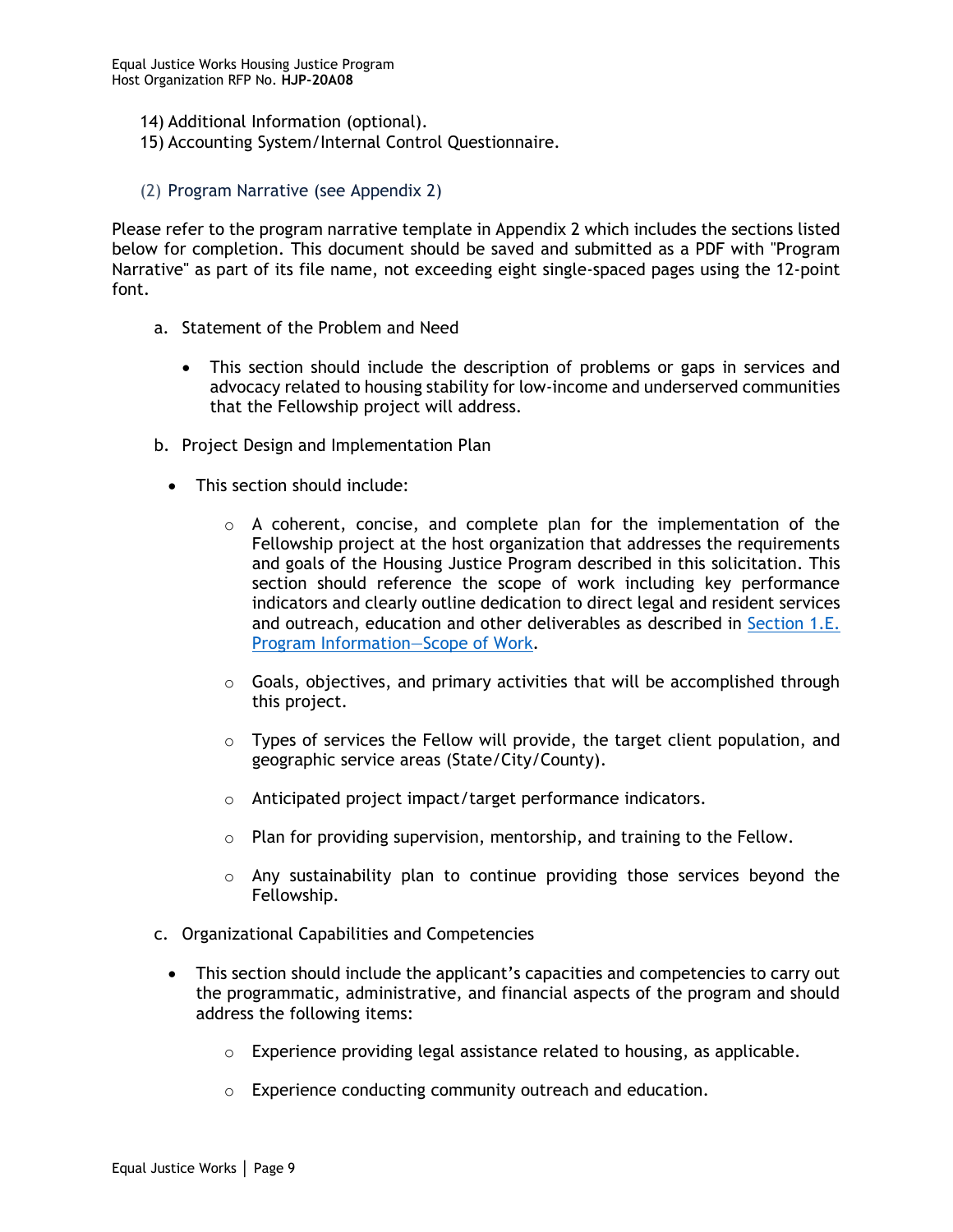14) Additional Information (optional).
15) Accounting System/Internal Control Questionnaire.

### (2) Program Narrative (see Appendix 2)

Please refer to the program narrative template in Appendix 2 which includes the sections listed below for completion. This document should be saved and submitted as a PDF with "Program Narrative" as part of its file name, not exceeding eight single-spaced pages using the 12-point font.

a. Statement of the Problem and Need

- This section should include the description of problems or gaps in services and advocacy related to housing stability for low-income and underserved communities that the Fellowship project will address.

b. Project Design and Implementation Plan

- This section should include:
  - A coherent, concise, and complete plan for the implementation of the Fellowship project at the host organization that addresses the requirements and goals of the Housing Justice Program described in this solicitation. This section should reference the scope of work including key performance indicators and clearly outline dedication to direct legal and resident services and outreach, education and other deliverables as described in Section 1.E. Program Information—Scope of Work.
  - Goals, objectives, and primary activities that will be accomplished through this project.
  - Types of services the Fellow will provide, the target client population, and geographic service areas (State/City/County).
  - Anticipated project impact/target performance indicators.
  - Plan for providing supervision, mentorship, and training to the Fellow.
  - Any sustainability plan to continue providing those services beyond the Fellowship.

c. Organizational Capabilities and Competencies

- This section should include the applicant's capacities and competencies to carry out the programmatic, administrative, and financial aspects of the program and should address the following items:
  - Experience providing legal assistance related to housing, as applicable.
  - Experience conducting community outreach and education.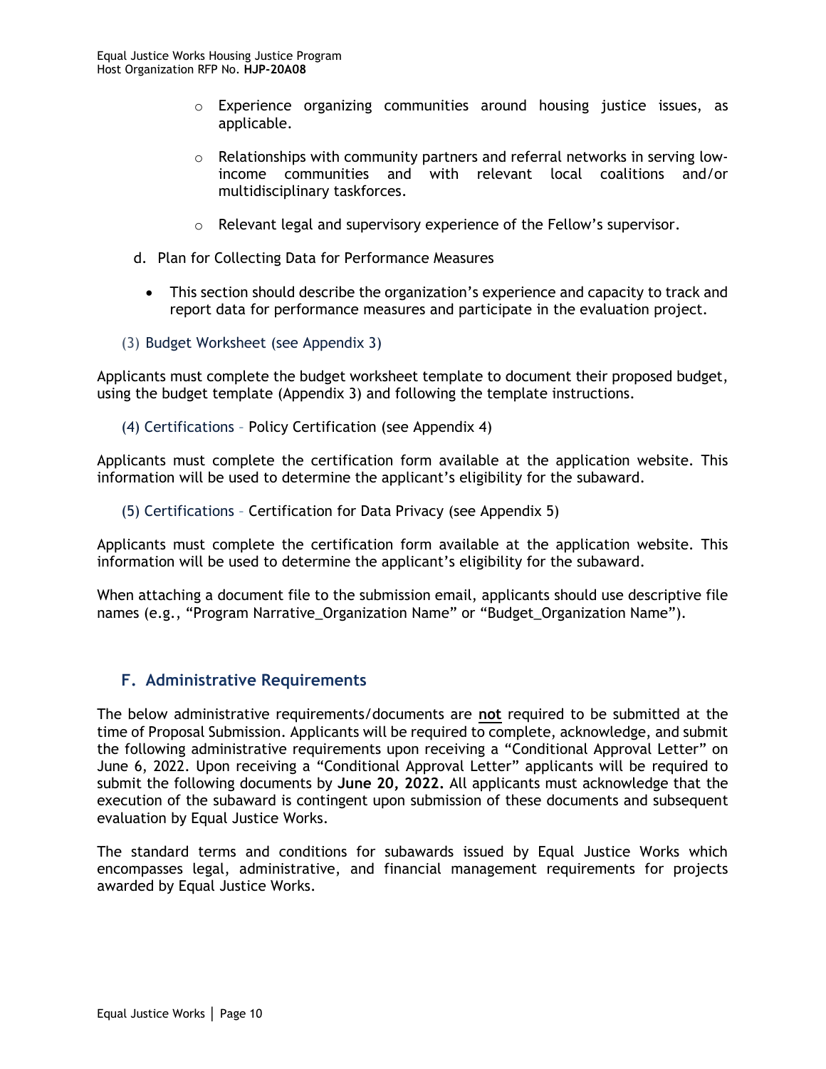- Experience organizing communities around housing justice issues, as applicable.
- Relationships with community partners and referral networks in serving low-income communities and with relevant local coalitions and/or multidisciplinary taskforces.
- Relevant legal and supervisory experience of the Fellow's supervisor.

d. Plan for Collecting Data for Performance Measures

- This section should describe the organization's experience and capacity to track and report data for performance measures and participate in the evaluation project.

(3) Budget Worksheet (see Appendix 3)

Applicants must complete the budget worksheet template to document their proposed budget, using the budget template (Appendix 3) and following the template instructions.

(4) Certifications – Policy Certification (see Appendix 4)

Applicants must complete the certification form available at the application website. This information will be used to determine the applicant's eligibility for the subaward.

(5) Certifications – Certification for Data Privacy (see Appendix 5)

Applicants must complete the certification form available at the application website. This information will be used to determine the applicant's eligibility for the subaward.

When attaching a document file to the submission email, applicants should use descriptive file names (e.g., "Program Narrative_Organization Name" or "Budget_Organization Name").

## F. Administrative Requirements

The below administrative requirements/documents are **not** required to be submitted at the time of Proposal Submission. Applicants will be required to complete, acknowledge, and submit the following administrative requirements upon receiving a "Conditional Approval Letter" on June 6, 2022. Upon receiving a "Conditional Approval Letter" applicants will be required to submit the following documents by **June 20, 2022.** All applicants must acknowledge that the execution of the subaward is contingent upon submission of these documents and subsequent evaluation by Equal Justice Works.

The standard terms and conditions for subawards issued by Equal Justice Works which encompasses legal, administrative, and financial management requirements for projects awarded by Equal Justice Works.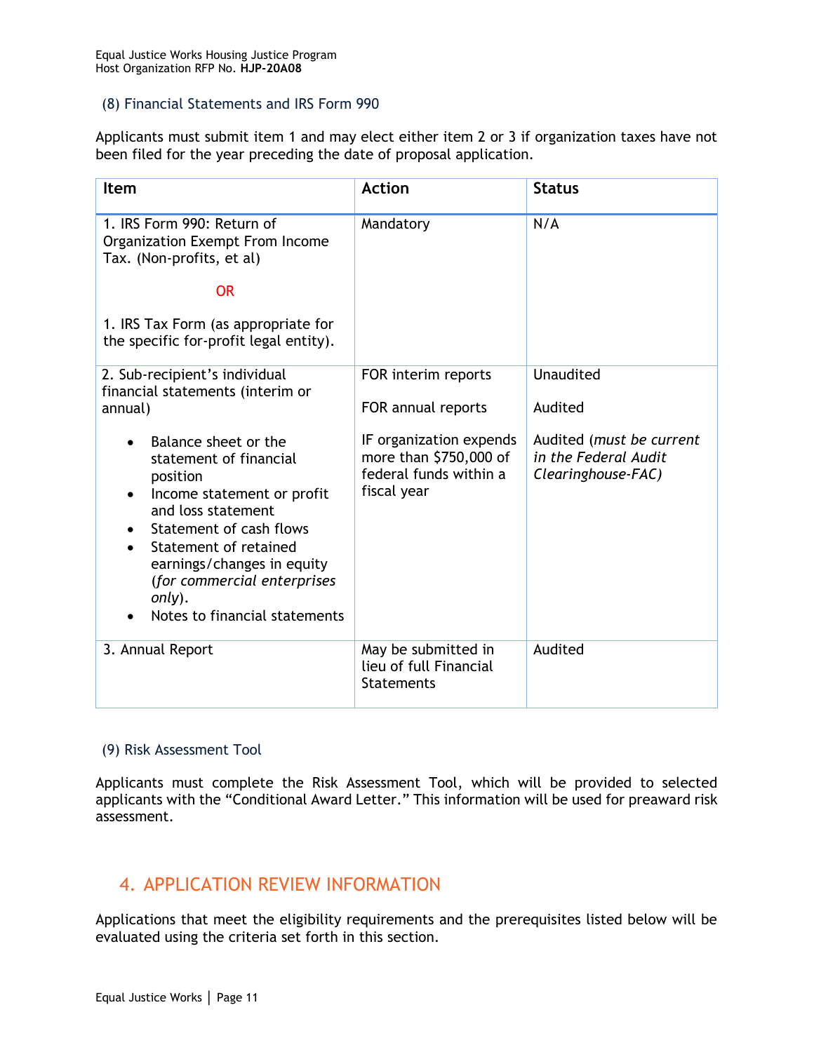### (8) Financial Statements and IRS Form 990

Applicants must submit item 1 and may elect either item 2 or 3 if organization taxes have not been filed for the year preceding the date of proposal application.

| Item | Action | Status |
|---|---|---|
| 1. IRS Form 990: Return of Organization Exempt From Income Tax. (Non-profits, et al)<br><br>OR<br><br>1. IRS Tax Form (as appropriate for the specific for-profit legal entity). | Mandatory | N/A |
| 2. Sub-recipient's individual financial statements (interim or annual)<br>• Balance sheet or the statement of financial position<br>• Income statement or profit and loss statement<br>• Statement of cash flows<br>• Statement of retained earnings/changes in equity (*for commercial enterprises only*).<br>• Notes to financial statements | FOR interim reports<br><br>FOR annual reports<br><br>IF organization expends more than $750,000 of federal funds within a fiscal year | Unaudited<br><br>Audited<br><br>Audited (*must be current in the Federal Audit Clearinghouse-FAC)* |
| 3. Annual Report | May be submitted in lieu of full Financial Statements | Audited |

### (9) Risk Assessment Tool

Applicants must complete the Risk Assessment Tool, which will be provided to selected applicants with the "Conditional Award Letter." This information will be used for preaward risk assessment.

## 4. APPLICATION REVIEW INFORMATION

Applications that meet the eligibility requirements and the prerequisites listed below will be evaluated using the criteria set forth in this section.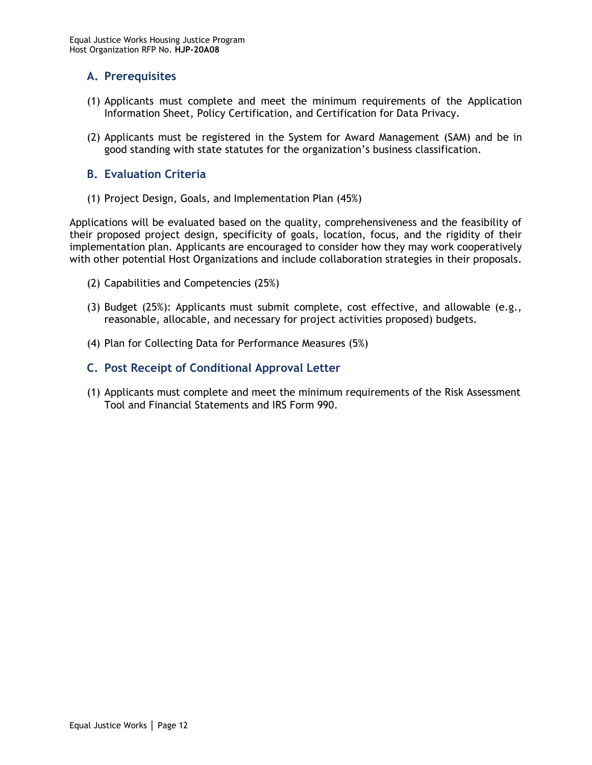## A. Prerequisites

(1) Applicants must complete and meet the minimum requirements of the Application Information Sheet, Policy Certification, and Certification for Data Privacy.

(2) Applicants must be registered in the System for Award Management (SAM) and be in good standing with state statutes for the organization's business classification.

## B. Evaluation Criteria

(1) Project Design, Goals, and Implementation Plan (45%)

Applications will be evaluated based on the quality, comprehensiveness and the feasibility of their proposed project design, specificity of goals, location, focus, and the rigidity of their implementation plan. Applicants are encouraged to consider how they may work cooperatively with other potential Host Organizations and include collaboration strategies in their proposals.

(2) Capabilities and Competencies (25%)

(3) Budget (25%): Applicants must submit complete, cost effective, and allowable (e.g., reasonable, allocable, and necessary for project activities proposed) budgets.

(4) Plan for Collecting Data for Performance Measures (5%)

## C. Post Receipt of Conditional Approval Letter

(1) Applicants must complete and meet the minimum requirements of the Risk Assessment Tool and Financial Statements and IRS Form 990.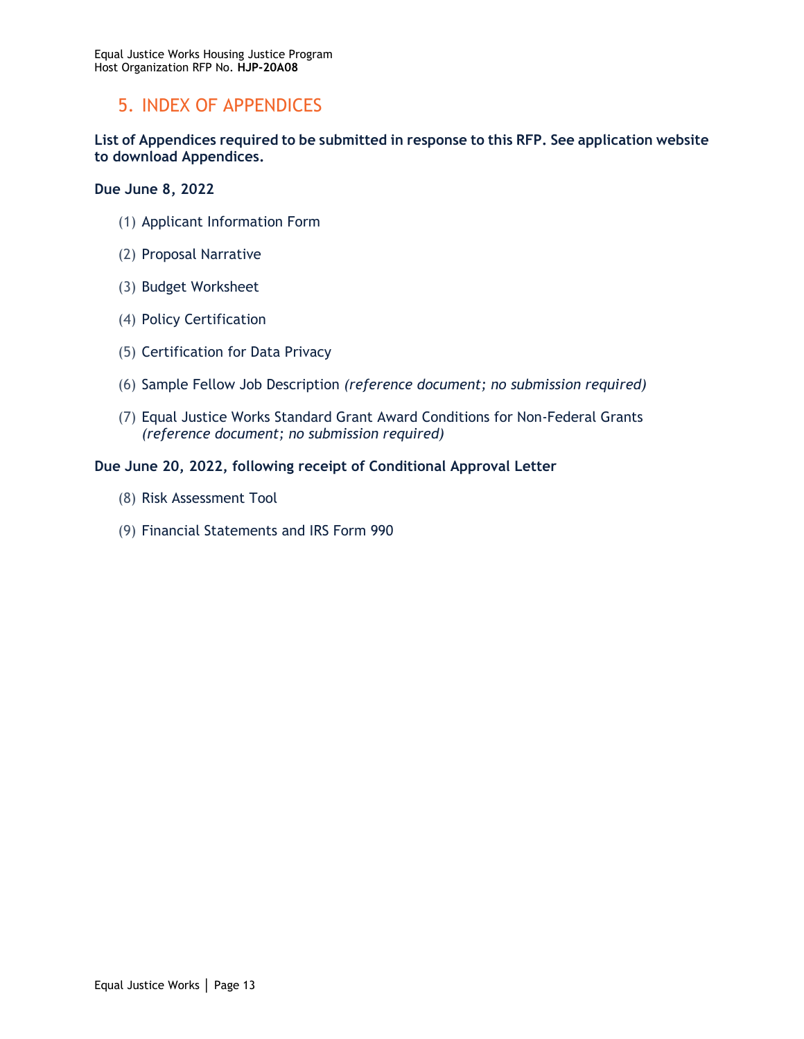## 5. INDEX OF APPENDICES

**List of Appendices required to be submitted in response to this RFP. See application website to download Appendices.**

**Due June 8, 2022**

(1) Applicant Information Form

(2) Proposal Narrative

(3) Budget Worksheet

(4) Policy Certification

(5) Certification for Data Privacy

(6) Sample Fellow Job Description *(reference document; no submission required)*

(7) Equal Justice Works Standard Grant Award Conditions for Non-Federal Grants *(reference document; no submission required)*

**Due June 20, 2022, following receipt of Conditional Approval Letter**

(8) Risk Assessment Tool

(9) Financial Statements and IRS Form 990